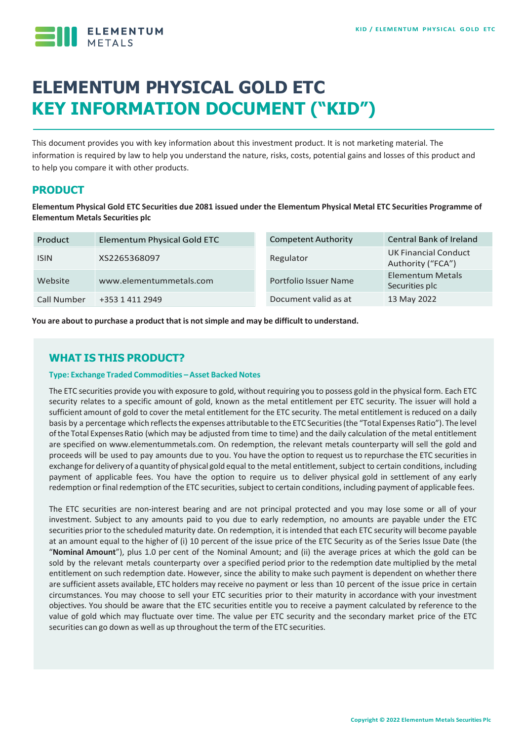// ELEMENTUM METALS

# ELEMENTUM PHYSICAL GOLD ETC
# KEY INFORMATION DOCUMENT ("KID")

This document provides you with key information about this investment product. It is not marketing material. The information is required by law to help you understand the nature, risks, costs, potential gains and losses of this product and to help you compare it with other products.

## PRODUCT

**Elementum Physical Gold ETC Securities due 2081 issued under the Elementum Physical Metal ETC Securities Programme of Elementum Metals Securities plc**

| Product | Elementum Physical Gold ETC |
|---|---|
| ISIN | XS2265368097 |
| Website | www.elementummetals.com |
| Call Number | +353 1 411 2949 |

| Competent Authority | Central Bank of Ireland |
|---|---|
| Regulator | UK Financial Conduct Authority ("FCA") |
| Portfolio Issuer Name | Elementum Metals Securities plc |
| Document valid as at | 13 May 2022 |

**You are about to purchase a product that is not simple and may be difficult to understand.**

## WHAT IS THIS PRODUCT?

### Type: Exchange Traded Commodities – Asset Backed Notes

The ETC securities provide you with exposure to gold, without requiring you to possess gold in the physical form. Each ETC security relates to a specific amount of gold, known as the metal entitlement per ETC security. The issuer will hold a sufficient amount of gold to cover the metal entitlement for the ETC security. The metal entitlement is reduced on a daily basis by a percentage which reflects the expenses attributable to the ETC Securities (the "Total Expenses Ratio"). The level of the Total Expenses Ratio (which may be adjusted from time to time) and the daily calculation of the metal entitlement are specified on www.elementummetals.com. On redemption, the relevant metals counterparty will sell the gold and proceeds will be used to pay amounts due to you. You have the option to request us to repurchase the ETC securities in exchange for delivery of a quantity of physical gold equal to the metal entitlement, subject to certain conditions, including payment of applicable fees. You have the option to require us to deliver physical gold in settlement of any early redemption or final redemption of the ETC securities, subject to certain conditions, including payment of applicable fees.

The ETC securities are non-interest bearing and are not principal protected and you may lose some or all of your investment. Subject to any amounts paid to you due to early redemption, no amounts are payable under the ETC securities prior to the scheduled maturity date. On redemption, it is intended that each ETC security will become payable at an amount equal to the higher of (i) 10 percent of the issue price of the ETC Security as of the Series Issue Date (the "**Nominal Amount**"), plus 1.0 per cent of the Nominal Amount; and (ii) the average prices at which the gold can be sold by the relevant metals counterparty over a specified period prior to the redemption date multiplied by the metal entitlement on such redemption date. However, since the ability to make such payment is dependent on whether there are sufficient assets available, ETC holders may receive no payment or less than 10 percent of the issue price in certain circumstances. You may choose to sell your ETC securities prior to their maturity in accordance with your investment objectives. You should be aware that the ETC securities entitle you to receive a payment calculated by reference to the value of gold which may fluctuate over time. The value per ETC security and the secondary market price of the ETC securities can go down as well as up throughout the term of the ETC securities.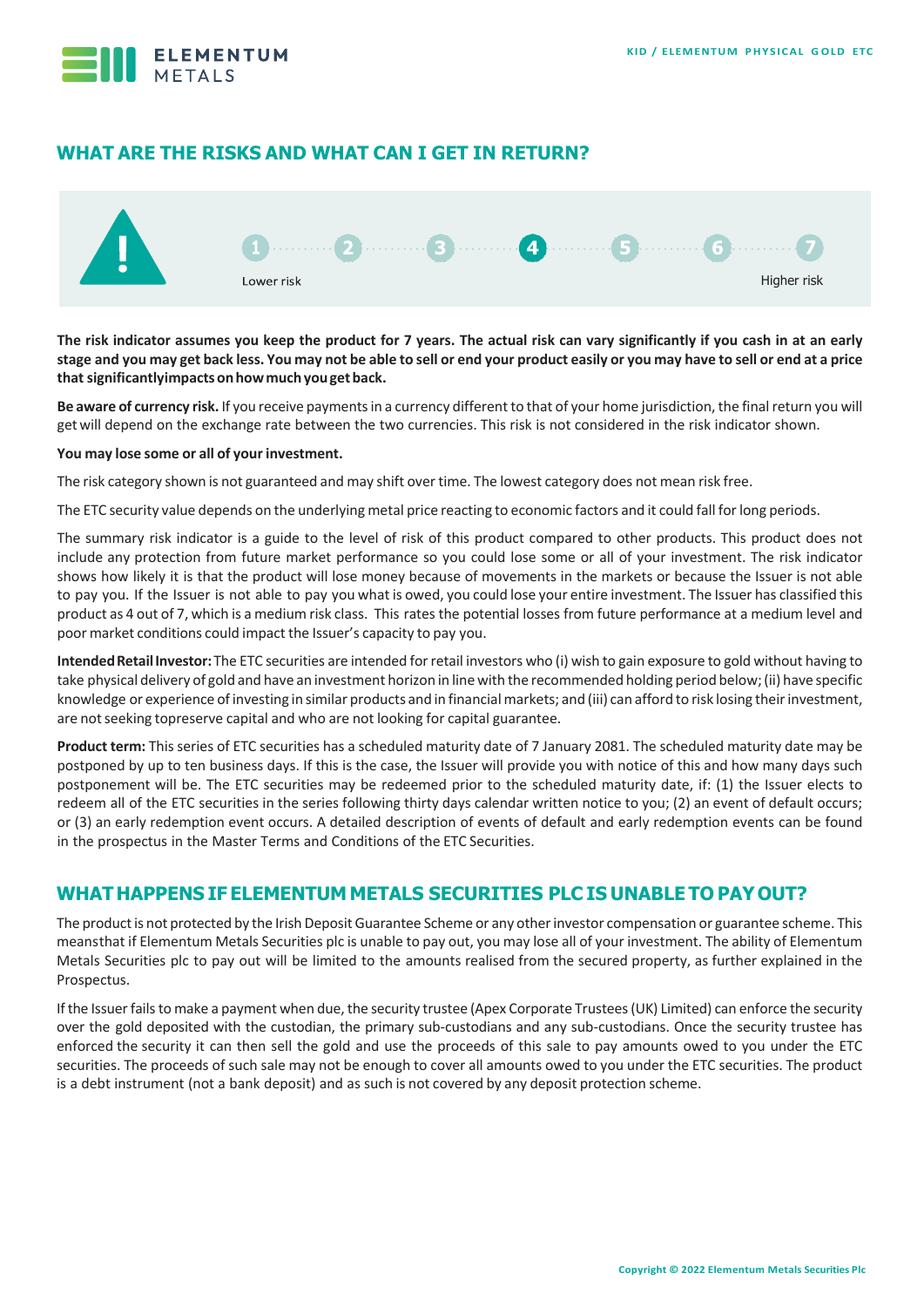## WHAT ARE THE RISKS AND WHAT CAN I GET IN RETURN?

1 2 3 **4** 5 6 7

Lower risk — Higher risk

**The risk indicator assumes you keep the product for 7 years. The actual risk can vary significantly if you cash in at an early stage and you may get back less. You may not be able to sell or end your product easily or you may have to sell or end at a price that significantlyimpacts on how much you get back.**

**Be aware of currency risk.** If you receive payments in a currency different to that of your home jurisdiction, the final return you will get will depend on the exchange rate between the two currencies. This risk is not considered in the risk indicator shown.

**You may lose some or all of your investment.**

The risk category shown is not guaranteed and may shift over time. The lowest category does not mean risk free.

The ETC security value depends on the underlying metal price reacting to economic factors and it could fall for long periods.

The summary risk indicator is a guide to the level of risk of this product compared to other products. This product does not include any protection from future market performance so you could lose some or all of your investment. The risk indicator shows how likely it is that the product will lose money because of movements in the markets or because the Issuer is not able to pay you. If the Issuer is not able to pay you what is owed, you could lose your entire investment. The Issuer has classified this product as 4 out of 7, which is a medium risk class. This rates the potential losses from future performance at a medium level and poor market conditions could impact the Issuer's capacity to pay you.

**Intended Retail Investor:** The ETC securities are intended for retail investors who (i) wish to gain exposure to gold without having to take physical delivery of gold and have an investment horizon in line with the recommended holding period below; (ii) have specific knowledge or experience of investing in similar products and in financial markets; and (iii) can afford to risk losing their investment, are not seeking topreserve capital and who are not looking for capital guarantee.

**Product term:** This series of ETC securities has a scheduled maturity date of 7 January 2081. The scheduled maturity date may be postponed by up to ten business days. If this is the case, the Issuer will provide you with notice of this and how many days such postponement will be. The ETC securities may be redeemed prior to the scheduled maturity date, if: (1) the Issuer elects to redeem all of the ETC securities in the series following thirty days calendar written notice to you; (2) an event of default occurs; or (3) an early redemption event occurs. A detailed description of events of default and early redemption events can be found in the prospectus in the Master Terms and Conditions of the ETC Securities.

## WHAT HAPPENS IF ELEMENTUM METALS SECURITIES PLC IS UNABLE TO PAY OUT?

The product is not protected by the Irish Deposit Guarantee Scheme or any other investor compensation or guarantee scheme. This meansthat if Elementum Metals Securities plc is unable to pay out, you may lose all of your investment. The ability of Elementum Metals Securities plc to pay out will be limited to the amounts realised from the secured property, as further explained in the Prospectus.

If the Issuer fails to make a payment when due, the security trustee (Apex Corporate Trustees (UK) Limited) can enforce the security over the gold deposited with the custodian, the primary sub-custodians and any sub-custodians. Once the security trustee has enforced the security it can then sell the gold and use the proceeds of this sale to pay amounts owed to you under the ETC securities. The proceeds of such sale may not be enough to cover all amounts owed to you under the ETC securities. The product is a debt instrument (not a bank deposit) and as such is not covered by any deposit protection scheme.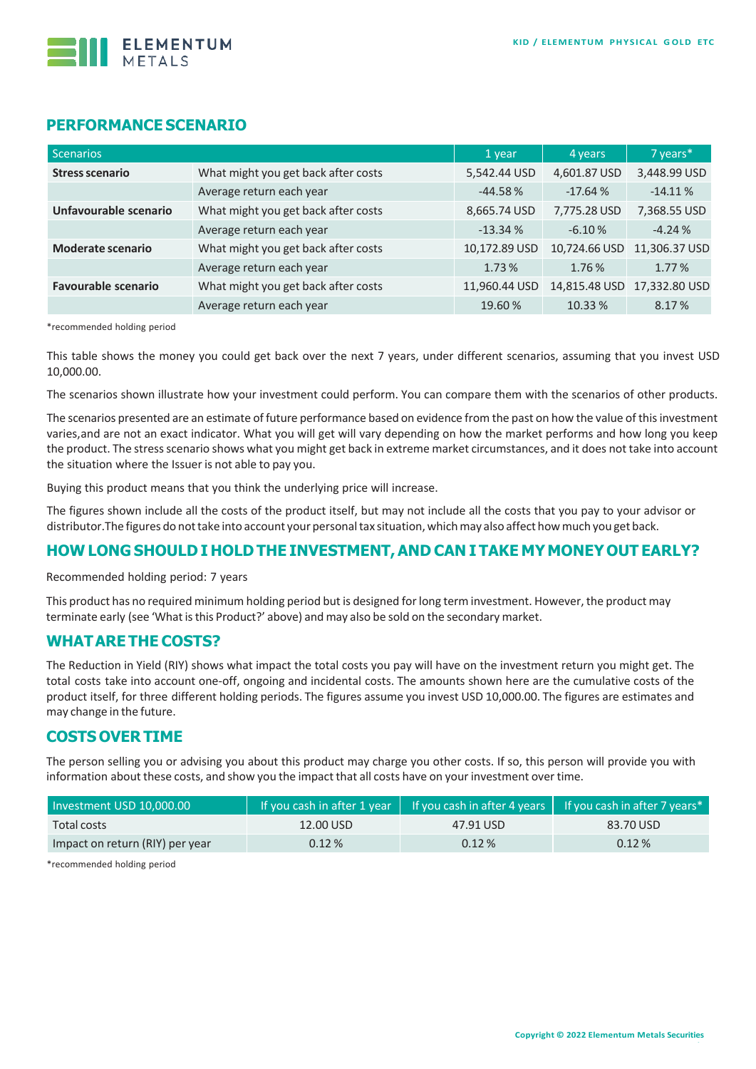## PERFORMANCE SCENARIO

| Scenarios | | 1 year | 4 years | 7 years* |
|---|---|---|---|---|
| **Stress scenario** | What might you get back after costs | 5,542.44 USD | 4,601.87 USD | 3,448.99 USD |
| | Average return each year | -44.58 % | -17.64 % | -14.11 % |
| **Unfavourable scenario** | What might you get back after costs | 8,665.74 USD | 7,775.28 USD | 7,368.55 USD |
| | Average return each year | -13.34 % | -6.10 % | -4.24 % |
| **Moderate scenario** | What might you get back after costs | 10,172.89 USD | 10,724.66 USD | 11,306.37 USD |
| | Average return each year | 1.73 % | 1.76 % | 1.77 % |
| **Favourable scenario** | What might you get back after costs | 11,960.44 USD | 14,815.48 USD | 17,332.80 USD |
| | Average return each year | 19.60 % | 10.33 % | 8.17 % |

*recommended holding period

This table shows the money you could get back over the next 7 years, under different scenarios, assuming that you invest USD 10,000.00.

The scenarios shown illustrate how your investment could perform. You can compare them with the scenarios of other products.

The scenarios presented are an estimate of future performance based on evidence from the past on how the value of this investment varies,and are not an exact indicator. What you will get will vary depending on how the market performs and how long you keep the product. The stress scenario shows what you might get back in extreme market circumstances, and it does not take into account the situation where the Issuer is not able to pay you.

Buying this product means that you think the underlying price will increase.

The figures shown include all the costs of the product itself, but may not include all the costs that you pay to your advisor or distributor.The figures do not take into account your personal tax situation, which may also affect how much you get back.

## HOW LONG SHOULD I HOLD THE INVESTMENT, AND CAN I TAKE MY MONEY OUT EARLY?

Recommended holding period: 7 years

This product has no required minimum holding period but is designed for long term investment. However, the product may terminate early (see 'What is this Product?' above) and may also be sold on the secondary market.

## WHAT ARE THE COSTS?

The Reduction in Yield (RIY) shows what impact the total costs you pay will have on the investment return you might get. The total costs take into account one-off, ongoing and incidental costs. The amounts shown here are the cumulative costs of the product itself, for three different holding periods. The figures assume you invest USD 10,000.00. The figures are estimates and may change in the future.

## COSTS OVER TIME

The person selling you or advising you about this product may charge you other costs. If so, this person will provide you with information about these costs, and show you the impact that all costs have on your investment over time.

| Investment USD 10,000.00 | If you cash in after 1 year | If you cash in after 4 years | If you cash in after 7 years* |
|---|---|---|---|
| Total costs | 12.00 USD | 47.91 USD | 83.70 USD |
| Impact on return (RIY) per year | 0.12 % | 0.12 % | 0.12 % |

*recommended holding period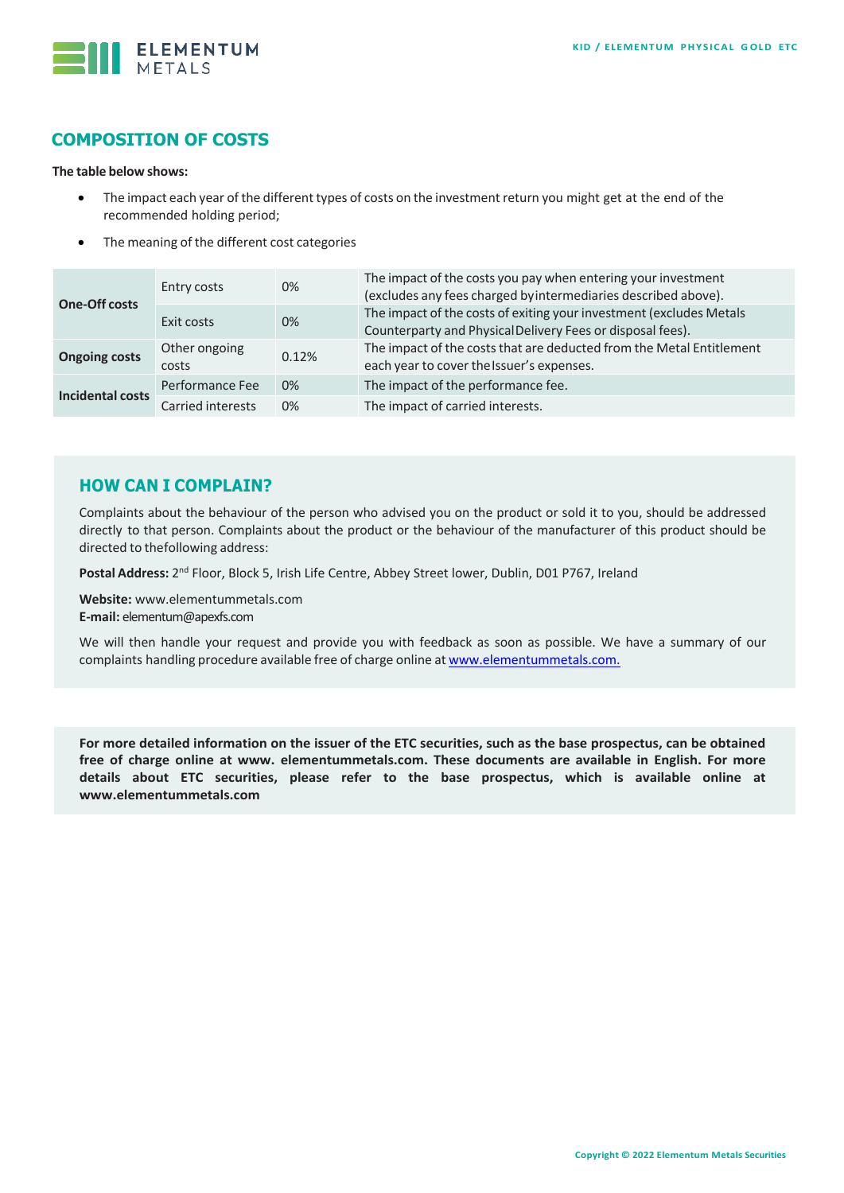## COMPOSITION OF COSTS

**The table below shows:**

- The impact each year of the different types of costs on the investment return you might get at the end of the recommended holding period;
- The meaning of the different cost categories

| | | | |
|---|---|---|---|
| **One-Off costs** | Entry costs | 0% | The impact of the costs you pay when entering your investment (excludes any fees charged by intermediaries described above). |
| | Exit costs | 0% | The impact of the costs of exiting your investment (excludes Metals Counterparty and Physical Delivery Fees or disposal fees). |
| **Ongoing costs** | Other ongoing costs | 0.12% | The impact of the costs that are deducted from the Metal Entitlement each year to cover the Issuer's expenses. |
| **Incidental costs** | Performance Fee | 0% | The impact of the performance fee. |
| | Carried interests | 0% | The impact of carried interests. |

## HOW CAN I COMPLAIN?

Complaints about the behaviour of the person who advised you on the product or sold it to you, should be addressed directly to that person. Complaints about the product or the behaviour of the manufacturer of this product should be directed to the following address:

**Postal Address:** 2nd Floor, Block 5, Irish Life Centre, Abbey Street lower, Dublin, D01 P767, Ireland

**Website:** www.elementummetals.com
**E-mail:** elementum@apexfs.com

We will then handle your request and provide you with feedback as soon as possible. We have a summary of our complaints handling procedure available free of charge online at www.elementummetals.com.

**For more detailed information on the issuer of the ETC securities, such as the base prospectus, can be obtained free of charge online at www. elementummetals.com. These documents are available in English. For more details about ETC securities, please refer to the base prospectus, which is available online at www.elementummetals.com**